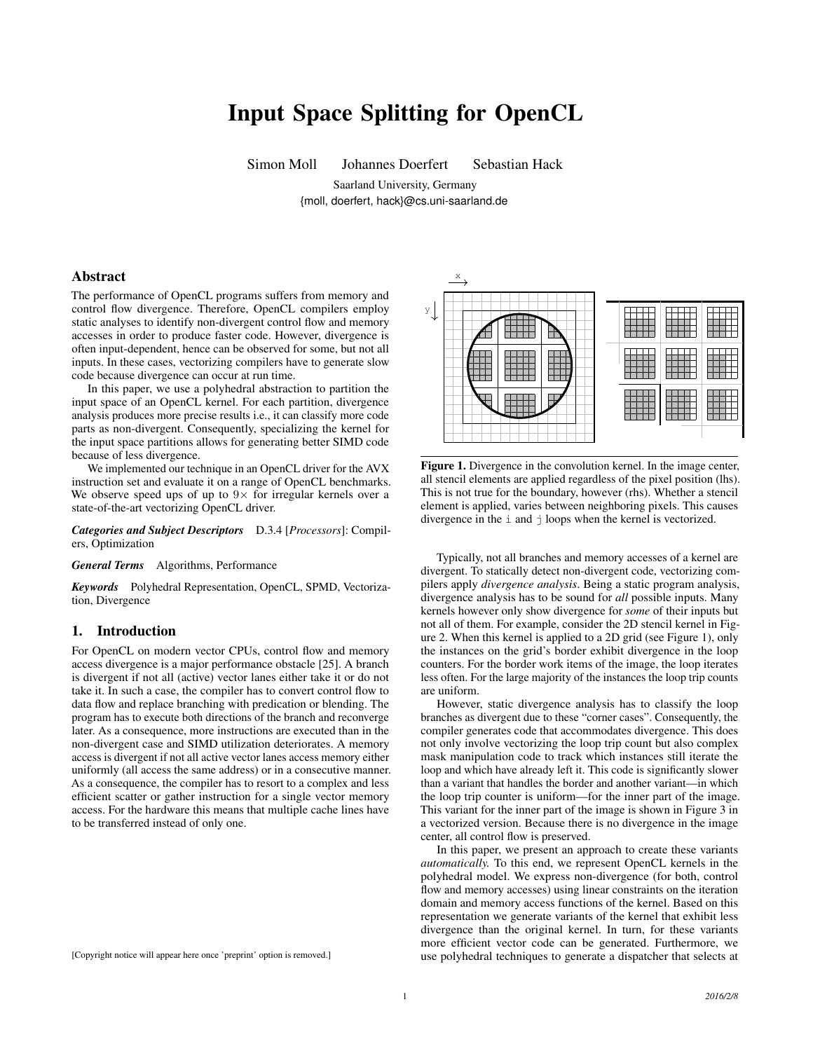# Input Space Splitting for OpenCL

Simon Moll Johannes Doerfert Sebastian Hack

Saarland University, Germany

{moll, doerfert, hack}@cs.uni-saarland.de

## Abstract

The performance of OpenCL programs suffers from memory and control flow divergence. Therefore, OpenCL compilers employ static analyses to identify non-divergent control flow and memory accesses in order to produce faster code. However, divergence is often input-dependent, hence can be observed for some, but not all inputs. In these cases, vectorizing compilers have to generate slow code because divergence can occur at run time.

In this paper, we use a polyhedral abstraction to partition the input space of an OpenCL kernel. For each partition, divergence analysis produces more precise results i.e., it can classify more code parts as non-divergent. Consequently, specializing the kernel for the input space partitions allows for generating better SIMD code because of less divergence.

We implemented our technique in an OpenCL driver for the AVX instruction set and evaluate it on a range of OpenCL benchmarks. We observe speed ups of up to $9\times$ for irregular kernels over a state-of-the-art vectorizing OpenCL driver.

***Categories and Subject Descriptors*** D.3.4 [*Processors*]: Compilers, Optimization

***General Terms*** Algorithms, Performance

***Keywords*** Polyhedral Representation, OpenCL, SPMD, Vectorization, Divergence

## 1. Introduction

For OpenCL on modern vector CPUs, control flow and memory access divergence is a major performance obstacle [25]. A branch is divergent if not all (active) vector lanes either take it or do not take it. In such a case, the compiler has to convert control flow to data flow and replace branching with predication or blending. The program has to execute both directions of the branch and reconverge later. As a consequence, more instructions are executed than in the non-divergent case and SIMD utilization deteriorates. A memory access is divergent if not all active vector lanes access memory either uniformly (all access the same address) or in a consecutive manner. As a consequence, the compiler has to resort to a complex and less efficient scatter or gather instruction for a single vector memory access. For the hardware this means that multiple cache lines have to be transferred instead of only one.

[Copyright notice will appear here once 'preprint' option is removed.]

**Figure 1.** Divergence in the convolution kernel. In the image center, all stencil elements are applied regardless of the pixel position (lhs). This is not true for the boundary, however (rhs). Whether a stencil element is applied, varies between neighboring pixels. This causes divergence in the `i` and `j` loops when the kernel is vectorized.

Typically, not all branches and memory accesses of a kernel are divergent. To statically detect non-divergent code, vectorizing compilers apply *divergence analysis*. Being a static program analysis, divergence analysis has to be sound for *all* possible inputs. Many kernels however only show divergence for *some* of their inputs but not all of them. For example, consider the 2D stencil kernel in Figure 2. When this kernel is applied to a 2D grid (see Figure 1), only the instances on the grid's border exhibit divergence in the loop counters. For the border work items of the image, the loop iterates less often. For the large majority of the instances the loop trip counts are uniform.

However, static divergence analysis has to classify the loop branches as divergent due to these "corner cases". Consequently, the compiler generates code that accommodates divergence. This does not only involve vectorizing the loop trip count but also complex mask manipulation code to track which instances still iterate the loop and which have already left it. This code is significantly slower than a variant that handles the border and another variant—in which the loop trip counter is uniform—for the inner part of the image. This variant for the inner part of the image is shown in Figure 3 in a vectorized version. Because there is no divergence in the image center, all control flow is preserved.

In this paper, we present an approach to create these variants *automatically.* To this end, we represent OpenCL kernels in the polyhedral model. We express non-divergence (for both, control flow and memory accesses) using linear constraints on the iteration domain and memory access functions of the kernel. Based on this representation we generate variants of the kernel that exhibit less divergence than the original kernel. In turn, for these variants more efficient vector code can be generated. Furthermore, we use polyhedral techniques to generate a dispatcher that selects at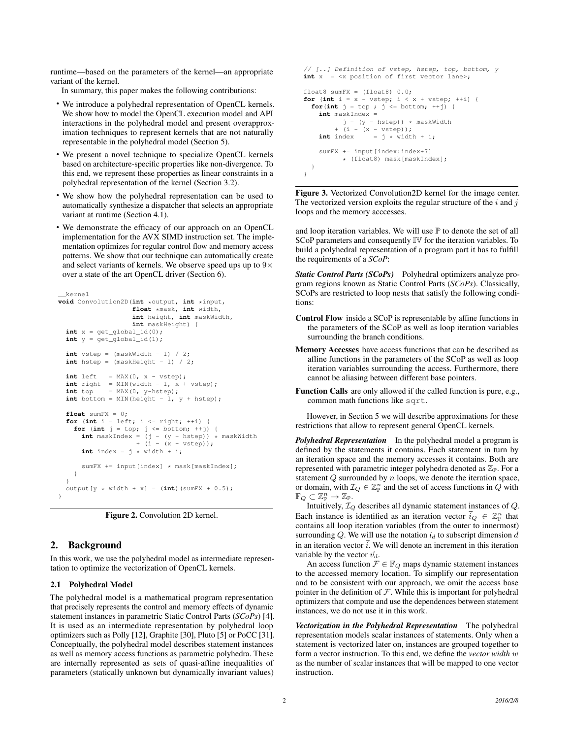runtime—based on the parameters of the kernel—an appropriate variant of the kernel.

In summary, this paper makes the following contributions:

- We introduce a polyhedral representation of OpenCL kernels. We show how to model the OpenCL execution model and API interactions in the polyhedral model and present overapproximation techniques to represent kernels that are not naturally representable in the polyhedral model (Section 5).
- We present a novel technique to specialize OpenCL kernels based on architecture-specific properties like non-divergence. To this end, we represent these properties as linear constraints in a polyhedral representation of the kernel (Section 3.2).
- We show how the polyhedral representation can be used to automatically synthesize a dispatcher that selects an appropriate variant at runtime (Section 4.1).
- We demonstrate the efficacy of our approach on an OpenCL implementation for the AVX SIMD instruction set. The implementation optimizes for regular control flow and memory access patterns. We show that our technique can automatically create and select variants of kernels. We observe speed ups up to 9× over a state of the art OpenCL driver (Section 6).

```
__kernel
void Convolution2D(int *output, int *input,
                   float *mask, int width,
                   int height, int maskWidth,
                   int maskHeight) {
  int x = get_global_id(0);
  int y = get_global_id(1);

  int vstep = (maskWidth - 1) / 2;
  int hstep = (maskHeight - 1) / 2;

  int left   = MAX(0, x - vstep);
  int right  = MIN(width - 1, x + vstep);
  int top    = MAX(0, y-hstep);
  int bottom = MIN(height - 1, y + hstep);

  float sumFX = 0;
  for (int i = left; i <= right; ++i) {
    for (int j = top; j <= bottom; ++j) {
      int maskIndex = (j - (y - hstep)) * maskWidth
                    + (i - (x - vstep));
      int index = j * width + i;

      sumFX += input[index] * mask[maskIndex];
    }
  }
  output[y * width + x] = (int)(sumFX + 0.5);
}
```

**Figure 2.** Convolution 2D kernel.

## 2. Background

In this work, we use the polyhedral model as intermediate representation to optimize the vectorization of OpenCL kernels.

### 2.1 Polyhedral Model

The polyhedral model is a mathematical program representation that precisely represents the control and memory effects of dynamic statement instances in parametric Static Control Parts (*SCoPs*) [4]. It is used as an intermediate representation by polyhedral loop optimizers such as Polly [12], Graphite [30], Pluto [5] or PoCC [31]. Conceptually, the polyhedral model describes statement instances as well as memory access functions as parametric polyhedra. These are internally represented as sets of quasi-affine inequalities of parameters (statically unknown but dynamically invariant values)

```
// [..] Definition of vstep, hstep, top, bottom, y
int x  = <x position of first vector lane>;

float8 sumFX = (float8) 0.0;
for (int i = x - vstep; i < x + vstep; ++i) {
  for(int j = top ; j <= bottom; ++j) {
    int maskIndex =
          j - (y - hstep)) * maskWidth
        + (i - (x - vstep));
    int index     = j * width + i;

    sumFX += input[index:index+7]
          * (float8) mask[maskIndex];
  }
}
```

**Figure 3.** Vectorized Convolution2D kernel for the image center. The vectorized version exploits the regular structure of the $i$ and $j$ loops and the memory acccesses.

and loop iteration variables. We will use $\mathbb{P}$ to denote the set of all SCoP parameters and consequently $\mathbb{IV}$ for the iteration variables. To build a polyhedral representation of a program part it has to fulfill the requirements of a *SCoP*:

***Static Control Parts (SCoPs)*** Polyhedral optimizers analyze program regions known as Static Control Parts (*SCoPs*). Classically, SCoPs are restricted to loop nests that satisfy the following conditions:

**Control Flow** inside a SCoP is representable by affine functions in the parameters of the SCoP as well as loop iteration variables surrounding the branch conditions.

**Memory Accesses** have access functions that can be described as affine functions in the parameters of the SCoP as well as loop iteration variables surrounding the access. Furthermore, there cannot be aliasing between different base pointers.

**Function Calls** are only allowed if the called function is pure, e.g., common math functions like `sqrt`.

However, in Section 5 we will describe approximations for these restrictions that allow to represent general OpenCL kernels.

***Polyhedral Representation*** In the polyhedral model a program is defined by the statements it contains. Each statement in turn by an iteration space and the memory accesses it contains. Both are represented with parametric integer polyhedra denoted as $\mathbb{Z}_{\mathbb{P}}$. For a statement $Q$ surrounded by $n$ loops, we denote the iteration space, or domain, with $\mathcal{I}_Q \in \mathbb{Z}^n_{\mathbb{P}}$ and the set of access functions in $Q$ with $\mathbb{F}_Q \subset \mathbb{Z}^n_{\mathbb{P}} \to \mathbb{Z}_{\mathbb{P}}$.

Intuitively, $\mathcal{I}_Q$ describes all dynamic statement instances of $Q$. Each instance is identified as an iteration vector $\vec{i}_Q \in \mathbb{Z}^n_{\mathbb{P}}$ that contains all loop iteration variables (from the outer to innermost) surrounding $Q$. We will use the notation $i_d$ to subscript dimension $d$ in an iteration vector $\vec{i}$. We will denote an increment in this iteration variable by the vector $\vec{v}_d$.

An access function $\mathcal{F} \in \mathbb{F}_Q$ maps dynamic statement instances to the accessed memory location. To simplify our representation and to be consistent with our approach, we omit the access base pointer in the definition of $\mathcal{F}$. While this is important for polyhedral optimizers that compute and use the dependences between statement instances, we do not use it in this work.

***Vectorization in the Polyhedral Representation*** The polyhedral representation models scalar instances of statements. Only when a statement is vectorized later on, instances are grouped together to form a vector instruction. To this end, we define the *vector width* $w$ as the number of scalar instances that will be mapped to one vector instruction.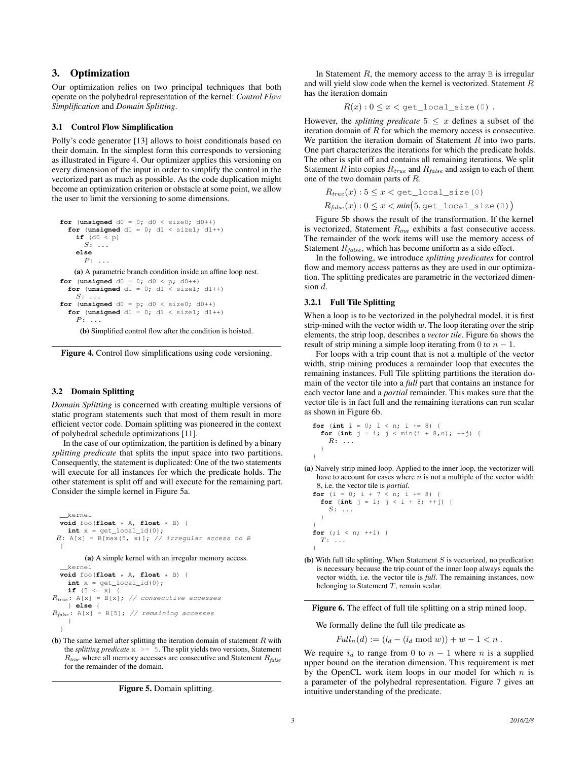## 3. Optimization

Our optimization relies on two principal techniques that both operate on the polyhedral representation of the kernel: *Control Flow Simplification* and *Domain Splitting*.

### 3.1 Control Flow Simplification

Polly's code generator [13] allows to hoist conditionals based on their domain. In the simplest form this corresponds to versioning as illustrated in Figure 4. Our optimizer applies this versioning on every dimension of the input in order to simplify the control in the vectorized part as much as possible. As the code duplication might become an optimization criterion or obstacle at some point, we allow the user to limit the versioning to some dimensions.

```
for (unsigned d0 = 0; d0 < size0; d0++)
  for (unsigned d1 = 0; d1 < size1; d1++)
    if (d0 < p)
      S: ...
    else
      P: ...
```

(a) A parametric branch condition inside an affine loop nest.

```
for (unsigned d0 = 0; d0 < p; d0++)
  for (unsigned d1 = 0; d1 < size1; d1++)
    S: ...
for (unsigned d0 = p; d0 < size0; d0++)
  for (unsigned d1 = 0; d1 < size1; d1++)
    P: ...
```

(b) Simplified control flow after the condition is hoisted.

**Figure 4.** Control flow simplifications using code versioning.

### 3.2 Domain Splitting

*Domain Splitting* is concerned with creating multiple versions of static program statements such that most of them result in more efficient vector code. Domain splitting was pioneered in the context of polyhedral schedule optimizations [11].

In the case of our optimization, the partition is defined by a binary *splitting predicate* that splits the input space into two partitions. Consequently, the statement is duplicated: One of the two statements will execute for all instances for which the predicate holds. The other statement is split off and will execute for the remaining part. Consider the simple kernel in Figure 5a.

```
  __kernel
  void foo(float * A, float * B) {
    int x = get_local_id(0);
R:  A[x] = B[max(5, x)]; // irregular access to B
  }
```

(a) A simple kernel with an irregular memory access.

```
  __kernel
  void foo(float * A, float * B) {
    int x = get_local_id(0);
    if (5 <= x) {
Rtrue:  A[x] = B[x]; // consecutive accesses
    } else {
Rfalse: A[x] = B[5]; // remaining accesses
    }
  }
```

(b) The same kernel after splitting the iteration domain of statement $R$ with the *splitting predicate* `x >= 5`. The split yields two versions, Statement $R_{true}$ where all memory accesses are consecutive and Statement $R_{false}$ for the remainder of the domain.

**Figure 5.** Domain splitting.

In Statement $R$, the memory access to the array `B` is irregular and will yield slow code when the kernel is vectorized. Statement $R$ has the iteration domain

$$R(x) : 0 \leq x < \texttt{get\_local\_size(0)} \, .$$

However, the *splitting predicate* $5 \leq x$ defines a subset of the iteration domain of $R$ for which the memory access is consecutive. We partition the iteration domain of Statement $R$ into two parts. One part characterizes the iterations for which the predicate holds. The other is split off and contains all remaining iterations. We split Statement $R$ into copies $R_{true}$ and $R_{false}$ and assign to each of them one of the two domain parts of $R$.

$$R_{true}(x) : 5 \leq x < \texttt{get\_local\_size(0)}$$

$$R_{false}(x) : 0 \leq x < \mathit{min}\big(5, \texttt{get\_local\_size(0)}\big)$$

Figure 5b shows the result of the transformation. If the kernel is vectorized, Statement $R_{true}$ exhibits a fast consecutive access. The remainder of the work items will use the memory access of Statement $R_{false}$, which has become uniform as a side effect.

In the following, we introduce *splitting predicates* for control flow and memory access patterns as they are used in our optimization. The splitting predicates are parametric in the vectorized dimension $d$.

#### 3.2.1 Full Tile Splitting

When a loop is to be vectorized in the polyhedral model, it is first strip-mined with the vector width $w$. The loop iterating over the strip elements, the strip loop, describes a *vector tile*. Figure 6a shows the result of strip mining a simple loop iterating from 0 to $n-1$.

For loops with a trip count that is not a multiple of the vector width, strip mining produces a remainder loop that executes the remaining instances. Full Tile splitting partitions the iteration domain of the vector tile into a *full* part that contains an instance for each vector lane and a *partial* remainder. This makes sure that the vector tile is in fact full and the remaining iterations can run scalar as shown in Figure 6b.

```
for (int i = 0; i < n; i += 8) {
  for (int j = i; j < min(i + 8,n); ++j) {
    R: ...
  }
}
```

(a) Naively strip mined loop. Applied to the inner loop, the vectorizer will have to account for cases where $n$ is not a multiple of the vector width 8, i.e. the vector tile is *partial*.

```
for (i = 0; i + 7 < n; i += 8) {
  for (int j = i; j < i + 8; ++j) {
    S: ...
  }
}
for (;i < n; ++i) {
  T: ...
}
```

(b) With full tile splitting. When Statement $S$ is vectorized, no predication is necessary because the trip count of the inner loop always equals the vector width, i.e. the vector tile is *full*. The remaining instances, now belonging to Statement $T$, remain scalar.

**Figure 6.** The effect of full tile splitting on a strip mined loop.

We formally define the full tile predicate as

$$\mathit{Full}_n(d) := (i_d - (i_d \bmod w)) + w - 1 < n \, .$$

We require $i_d$ to range from 0 to $n-1$ where $n$ is a supplied upper bound on the iteration dimension. This requirement is met by the OpenCL work item loops in our model for which $n$ is a parameter of the polyhedral representation. Figure 7 gives an intuitive understanding of the predicate.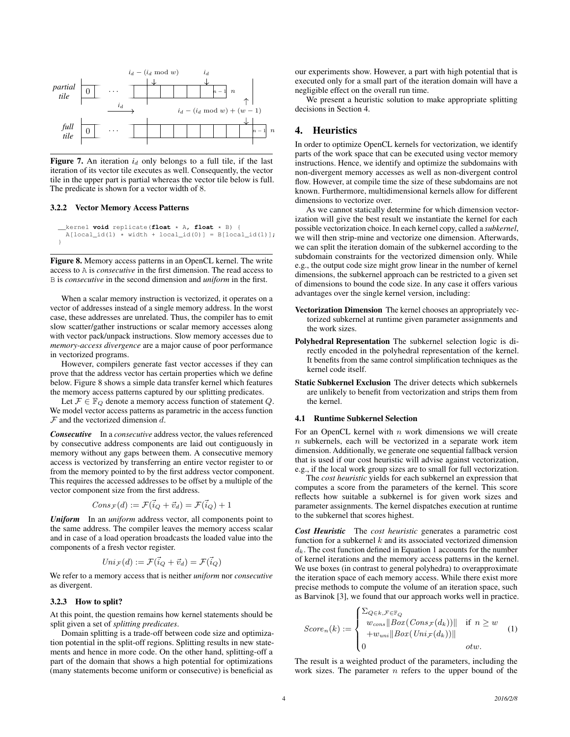$i_d - (i_d \bmod w)$ $i_d$

*partial tile* 0 ... $n-1$ $n$

$i_d$ $i_d - (i_d \bmod w) + (w-1)$

*full tile* 0 ... $n-1$ $n$

**Figure 7.** An iteration $i_d$ only belongs to a full tile, if the last iteration of its vector tile executes as well. Consequently, the vector tile in the upper part is partial whereas the vector tile below is full. The predicate is shown for a vector width of 8.

#### 3.2.2 Vector Memory Access Patterns

```
__kernel void replicate(float * A, float * B) {
  A[local_id(1) * width + local_id(0)] = B[local_id(1)];
}
```

**Figure 8.** Memory access patterns in an OpenCL kernel. The write access to A is *consecutive* in the first dimension. The read access to B is *consecutive* in the second dimension and *uniform* in the first.

When a scalar memory instruction is vectorized, it operates on a vector of addresses instead of a single memory address. In the worst case, these addresses are unrelated. Thus, the compiler has to emit slow scatter/gather instructions or scalar memory accesses along with vector pack/unpack instructions. Slow memory accesses due to *memory-access divergence* are a major cause of poor performance in vectorized programs.

However, compilers generate fast vector accesses if they can prove that the address vector has certain properties which we define below. Figure 8 shows a simple data transfer kernel which features the memory access patterns captured by our splitting predicates.

Let $\mathcal{F} \in \mathbb{F}_Q$ denote a memory access function of statement $Q$. We model vector access patterns as parametric in the access function $\mathcal{F}$ and the vectorized dimension $d$.

***Consecutive*** In a *consecutive* address vector, the values referenced by consecutive address components are laid out contiguously in memory without any gaps between them. A consecutive memory access is vectorized by transferring an entire vector register to or from the memory pointed to by the first address vector component. This requires the accessed addresses to be offset by a multiple of the vector component size from the first address.

$$Cons_{\mathcal{F}}(d) := \mathcal{F}(\vec{i}_Q + \vec{v}_d) = \mathcal{F}(\vec{i}_Q) + 1$$

***Uniform*** In an *uniform* address vector, all components point to the same address. The compiler leaves the memory access scalar and in case of a load operation broadcasts the loaded value into the components of a fresh vector register.

$$Uni_{\mathcal{F}}(d) := \mathcal{F}(\vec{i}_Q + \vec{v}_d) = \mathcal{F}(\vec{i}_Q)$$

We refer to a memory access that is neither *uniform* nor *consecutive* as divergent.

#### 3.2.3 How to split?

At this point, the question remains how kernel statements should be split given a set of *splitting predicates*.

Domain splitting is a trade-off between code size and optimization potential in the split-off regions. Splitting results in new statements and hence in more code. On the other hand, splitting-off a part of the domain that shows a high potential for optimizations (many statements become uniform or consecutive) is beneficial as our experiments show. However, a part with high potential that is executed only for a small part of the iteration domain will have a negligible effect on the overall run time.

We present a heuristic solution to make appropriate splitting decisions in Section 4.

## 4. Heuristics

In order to optimize OpenCL kernels for vectorization, we identify parts of the work space that can be executed using vector memory instructions. Hence, we identify and optimize the subdomains with non-divergent memory accesses as well as non-divergent control flow. However, at compile time the size of these subdomains are not known. Furthermore, multidimensional kernels allow for different dimensions to vectorize over.

As we cannot statically determine for which dimension vectorization will give the best result we instantiate the kernel for each possible vectorization choice. In each kernel copy, called a *subkernel*, we will then strip-mine and vectorize one dimension. Afterwards, we can split the iteration domain of the subkernel according to the subdomain constraints for the vectorized dimension only. While e.g., the output code size might grow linear in the number of kernel dimensions, the subkernel approach can be restricted to a given set of dimensions to bound the code size. In any case it offers various advantages over the single kernel version, including:

**Vectorization Dimension** The kernel chooses an appropriately vectorized subkernel at runtime given parameter assignments and the work sizes.

**Polyhedral Representation** The subkernel selection logic is directly encoded in the polyhedral representation of the kernel. It benefits from the same control simplification techniques as the kernel code itself.

**Static Subkernel Exclusion** The driver detects which subkernels are unlikely to benefit from vectorization and strips them from the kernel.

### 4.1 Runtime Subkernel Selection

For an OpenCL kernel with $n$ work dimensions we will create $n$ subkernels, each will be vectorized in a separate work item dimension. Additionally, we generate one sequential fallback version that is used if our cost heuristic will advise against vectorization, e.g., if the local work group sizes are to small for full vectorization.

The *cost heuristic* yields for each subkernel an expression that computes a score from the parameters of the kernel. This score reflects how suitable a subkernel is for given work sizes and parameter assignments. The kernel dispatches execution at runtime to the subkernel that scores highest.

***Cost Heuristic*** The *cost heuristic* generates a parametric cost function for a subkernel $k$ and its associated vectorized dimension $d_k$. The cost function defined in Equation 1 accounts for the number of kernel iterations and the memory access patterns in the kernel. We use boxes (in contrast to general polyhedra) to overapproximate the iteration space of each memory access. While there exist more precise methods to compute the volume of an iteration space, such as Barvinok [3], we found that our approach works well in practice.

$$Score_n(k) := \begin{cases} \Sigma_{Q \in k, \mathcal{F} \in \mathbb{F}_Q} & \\ \quad w_{cons} \|Box(Cons_{\mathcal{F}}(d_k))\| & \text{if } n \geq w \\ \quad + w_{uni} \|Box(Uni_{\mathcal{F}}(d_k))\| & \\ 0 & otw. \end{cases} \tag{1}$$

The result is a weighted product of the parameters, including the work sizes. The parameter $n$ refers to the upper bound of the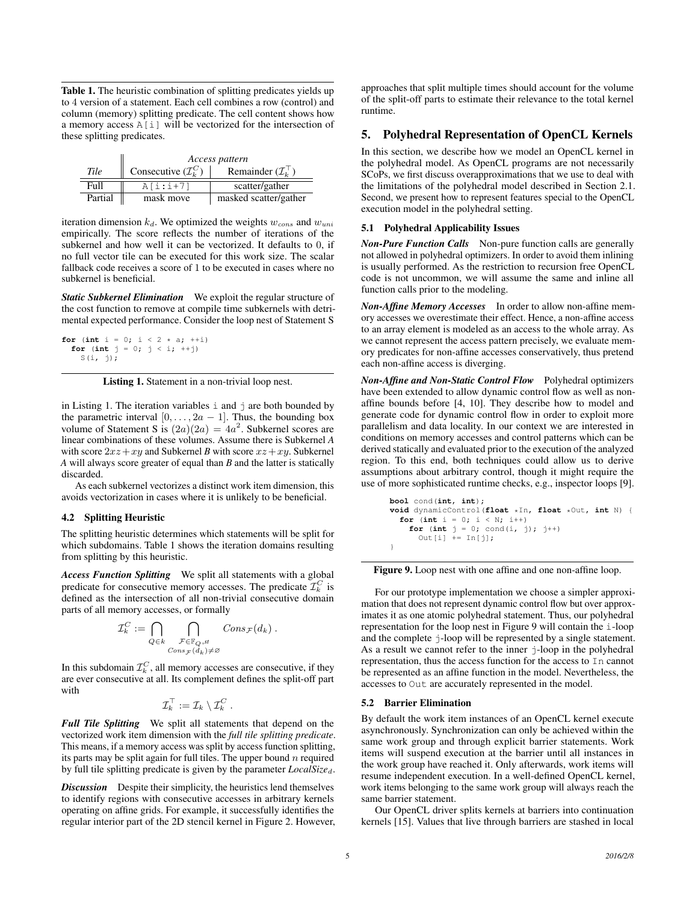**Table 1.** The heuristic combination of splitting predicates yields up to 4 version of a statement. Each cell combines a row (control) and column (memory) splitting predicate. The cell content shows how a memory access `A[i]` will be vectorized for the intersection of these splitting predicates.

| | *Access pattern* | |
|---|---|---|
| *Tile* | Consecutive ($\mathcal{I}_k^C$) | Remainder ($\mathcal{I}_k^\top$) |
| Full | `A[i:i+7]` | scatter/gather |
| Partial | mask move | masked scatter/gather |

iteration dimension $k_d$. We optimized the weights $w_{cons}$ and $w_{uni}$ empirically. The score reflects the number of iterations of the subkernel and how well it can be vectorized. It defaults to 0, if no full vector tile can be executed for this work size. The scalar fallback code receives a score of 1 to be executed in cases where no subkernel is beneficial.

***Static Subkernel Elimination*** We exploit the regular structure of the cost function to remove at compile time subkernels with detrimental expected performance. Consider the loop nest of Statement S

```
for (int i = 0; i < 2 * a; ++i)
  for (int j = 0; j < i; ++j)
    S(i, j);
```

**Listing 1.** Statement in a non-trivial loop nest.

in Listing 1. The iteration variables `i` and `j` are both bounded by the parametric interval $[0, \ldots, 2a - 1]$. Thus, the bounding box volume of Statement S is $(2a)(2a) = 4a^2$. Subkernel scores are linear combinations of these volumes. Assume there is Subkernel *A* with score $2xz+xy$ and Subkernel *B* with score $xz+xy$. Subkernel *A* will always score greater of equal than *B* and the latter is statically discarded.

As each subkernel vectorizes a distinct work item dimension, this avoids vectorization in cases where it is unlikely to be beneficial.

### 4.2 Splitting Heuristic

The splitting heuristic determines which statements will be split for which subdomains. Table 1 shows the iteration domains resulting from splitting by this heuristic.

***Access Function Splitting*** We split all statements with a global predicate for consecutive memory accesses. The predicate $\mathcal{I}_k^C$ is defined as the intersection of all non-trivial consecutive domain parts of all memory accesses, or formally

$$\mathcal{I}_k^C := \bigcap_{Q \in k} \bigcap_{\substack{\mathcal{F} \in \mathbb{F}_Q, st \\ Cons_{\mathcal{F}}(d_k) \neq \varnothing}} Cons_{\mathcal{F}}(d_k) \,.$$

In this subdomain $\mathcal{I}_k^C$, all memory accesses are consecutive, if they are ever consecutive at all. Its complement defines the split-off part with

$$\mathcal{I}_k^\top := \mathcal{I}_k \setminus \mathcal{I}_k^C \,.$$

***Full Tile Splitting*** We split all statements that depend on the vectorized work item dimension with the *full tile splitting predicate*. This means, if a memory access was split by access function splitting, its parts may be split again for full tiles. The upper bound $n$ required by full tile splitting predicate is given by the parameter $LocalSize_d$.

***Discussion*** Despite their simplicity, the heuristics lend themselves to identify regions with consecutive accesses in arbitrary kernels operating on affine grids. For example, it successfully identifies the regular interior part of the 2D stencil kernel in Figure 2. However, approaches that split multiple times should account for the volume of the split-off parts to estimate their relevance to the total kernel runtime.

## 5. Polyhedral Representation of OpenCL Kernels

In this section, we describe how we model an OpenCL kernel in the polyhedral model. As OpenCL programs are not necessarily SCoPs, we first discuss overapproximations that we use to deal with the limitations of the polyhedral model described in Section 2.1. Second, we present how to represent features special to the OpenCL execution model in the polyhedral setting.

### 5.1 Polyhedral Applicability Issues

***Non-Pure Function Calls*** Non-pure function calls are generally not allowed in polyhedral optimizers. In order to avoid them inlining is usually performed. As the restriction to recursion free OpenCL code is not uncommon, we will assume the same and inline all function calls prior to the modeling.

***Non-Affine Memory Accesses*** In order to allow non-affine memory accesses we overestimate their effect. Hence, a non-affine access to an array element is modeled as an access to the whole array. As we cannot represent the access pattern precisely, we evaluate memory predicates for non-affine accesses conservatively, thus pretend each non-affine access is diverging.

***Non-Affine and Non-Static Control Flow*** Polyhedral optimizers have been extended to allow dynamic control flow as well as non-affine bounds before [4, 10]. They describe how to model and generate code for dynamic control flow in order to exploit more parallelism and data locality. In our context we are interested in conditions on memory accesses and control patterns which can be derived statically and evaluated prior to the execution of the analyzed region. To this end, both techniques could allow us to derive assumptions about arbitrary control, though it might require the use of more sophisticated runtime checks, e.g., inspector loops [9].

```
bool cond(int, int);
void dynamicControl(float *In, float *Out, int N) {
  for (int i = 0; i < N; i++)
    for (int j = 0; cond(i, j); j++)
      Out[i] += In[j];
}
```

**Figure 9.** Loop nest with one affine and one non-affine loop.

For our prototype implementation we choose a simpler approximation that does not represent dynamic control flow but over approximates it as one atomic polyhedral statement. Thus, our polyhedral representation for the loop nest in Figure 9 will contain the `i`-loop and the complete `j`-loop will be represented by a single statement. As a result we cannot refer to the inner `j`-loop in the polyhedral representation, thus the access function for the access to `In` cannot be represented as an affine function in the model. Nevertheless, the accesses to `Out` are accurately represented in the model.

### 5.2 Barrier Elimination

By default the work item instances of an OpenCL kernel execute asynchronously. Synchronization can only be achieved within the same work group and through explicit barrier statements. Work items will suspend execution at the barrier until all instances in the work group have reached it. Only afterwards, work items will resume independent execution. In a well-defined OpenCL kernel, work items belonging to the same work group will always reach the same barrier statement.

Our OpenCL driver splits kernels at barriers into continuation kernels [15]. Values that live through barriers are stashed in local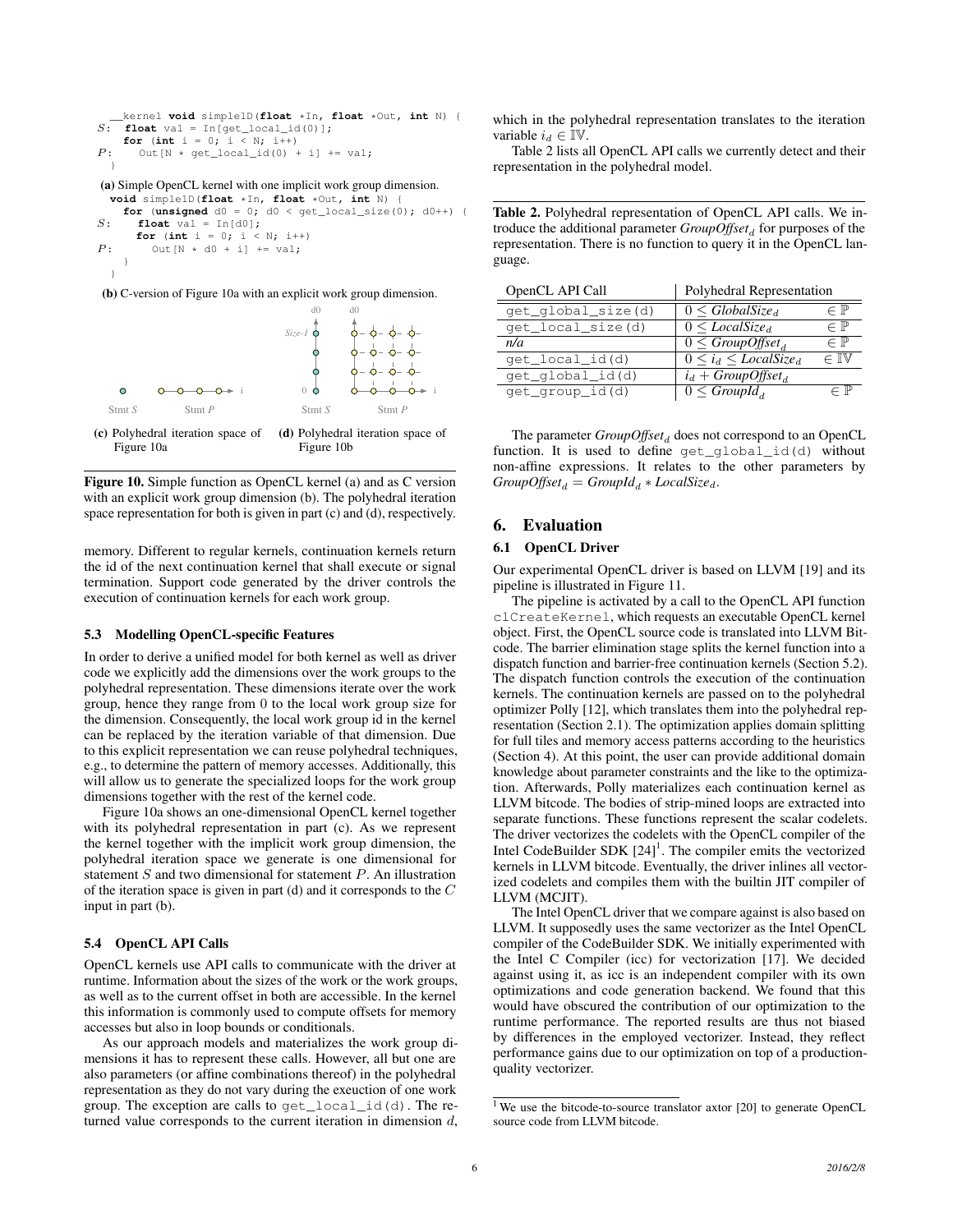```
  __kernel void simple1D(float *In, float *Out, int N) {
S:  float val = In[get_local_id(0)];
    for (int i = 0; i < N; i++)
P:    Out[N * get_local_id(0) + i] += val;
  }
```

**(a)** Simple OpenCL kernel with one implicit work group dimension.

```
  void simple1D(float *In, float *Out, int N) {
    for (unsigned d0 = 0; d0 < get_local_size(0); d0++) {
S:    float val = In[d0];
      for (int i = 0; i < N; i++)
P:      Out[N * d0 + i] += val;
    }
  }
```

**(b)** C-version of Figure 10a with an explicit work group dimension.

i

Stmt $S$ Stmt $P$

**(c)** Polyhedral iteration space of Figure 10a

d0 d0

Size-1

0

i

Stmt $S$ Stmt $P$

**(d)** Polyhedral iteration space of Figure 10b

**Figure 10.** Simple function as OpenCL kernel (a) and as C version with an explicit work group dimension (b). The polyhedral iteration space representation for both is given in part (c) and (d), respectively.

memory. Different to regular kernels, continuation kernels return the id of the next continuation kernel that shall execute or signal termination. Support code generated by the driver controls the execution of continuation kernels for each work group.

### 5.3 Modelling OpenCL-specific Features

In order to derive a unified model for both kernel as well as driver code we explicitly add the dimensions over the work groups to the polyhedral representation. These dimensions iterate over the work group, hence they range from 0 to the local work group size for the dimension. Consequently, the local work group id in the kernel can be replaced by the iteration variable of that dimension. Due to this explicit representation we can reuse polyhedral techniques, e.g., to determine the pattern of memory accesses. Additionally, this will allow us to generate the specialized loops for the work group dimensions together with the rest of the kernel code.

Figure 10a shows an one-dimensional OpenCL kernel together with its polyhedral representation in part (c). As we represent the kernel together with the implicit work group dimension, the polyhedral iteration space we generate is one dimensional for statement $S$ and two dimensional for statement $P$. An illustration of the iteration space is given in part (d) and it corresponds to the $C$ input in part (b).

### 5.4 OpenCL API Calls

OpenCL kernels use API calls to communicate with the driver at runtime. Information about the sizes of the work or the work groups, as well as to the current offset in both are accessible. In the kernel this information is commonly used to compute offsets for memory accesses but also in loop bounds or conditionals.

As our approach models and materializes the work group dimensions it has to represent these calls. However, all but one are also parameters (or affine combinations thereof) in the polyhedral representation as they do not vary during the execution of one work group. The exception are calls to `get_local_id(d)`. The returned value corresponds to the current iteration in dimension $d$, which in the polyhedral representation translates to the iteration variable $i_d \in \mathbb{IV}$.

Table 2 lists all OpenCL API calls we currently detect and their representation in the polyhedral model.

**Table 2.** Polyhedral representation of OpenCL API calls. We introduce the additional parameter $GroupOffset_d$ for purposes of the representation. There is no function to query it in the OpenCL language.

| OpenCL API Call | Polyhedral Representation | |
|---|---|---|
| `get_global_size(d)` | $0 \leq GlobalSize_d$ | $\in \mathbb{P}$ |
| `get_local_size(d)` | $0 \leq LocalSize_d$ | $\in \mathbb{P}$ |
| *n/a* | $0 \leq GroupOffset_d$ | $\in \mathbb{P}$ |
| `get_local_id(d)` | $0 \leq i_d \leq LocalSize_d$ | $\in \mathbb{IV}$ |
| `get_global_id(d)` | $i_d + GroupOffset_d$ | |
| `get_group_id(d)` | $0 \leq GroupId_d$ | $\in \mathbb{P}$ |

The parameter $GroupOffset_d$ does not correspond to an OpenCL function. It is used to define `get_global_id(d)` without non-affine expressions. It relates to the other parameters by $GroupOffset_d = GroupId_d * LocalSize_d$.

## 6. Evaluation

### 6.1 OpenCL Driver

Our experimental OpenCL driver is based on LLVM [19] and its pipeline is illustrated in Figure 11.

The pipeline is activated by a call to the OpenCL API function `clCreateKernel`, which requests an executable OpenCL kernel object. First, the OpenCL source code is translated into LLVM Bitcode. The barrier elimination stage splits the kernel function into a dispatch function and barrier-free continuation kernels (Section 5.2). The dispatch function controls the execution of the continuation kernels. The continuation kernels are passed on to the polyhedral optimizer Polly [12], which translates them into the polyhedral representation (Section 2.1). The optimization applies domain splitting for full tiles and memory access patterns according to the heuristics (Section 4). At this point, the user can provide additional domain knowledge about parameter constraints and the like to the optimization. Afterwards, Polly materializes each continuation kernel as LLVM bitcode. The bodies of strip-mined loops are extracted into separate functions. These functions represent the scalar codelets. The driver vectorizes the codelets with the OpenCL compiler of the Intel CodeBuilder SDK [24][1]. The compiler emits the vectorized kernels in LLVM bitcode. Eventually, the driver inlines all vectorized codelets and compiles them with the builtin JIT compiler of LLVM (MCJIT).

The Intel OpenCL driver that we compare against is also based on LLVM. It supposedly uses the same vectorizer as the Intel OpenCL compiler of the CodeBuilder SDK. We initially experimented with the Intel C Compiler (icc) for vectorization [17]. We decided against using it, as icc is an independent compiler with its own optimizations and code generation backend. We found that this would have obscured the contribution of our optimization to the runtime performance. The reported results are thus not biased by differences in the employed vectorizer. Instead, they reflect performance gains due to our optimization on top of a production-quality vectorizer.

[1] We use the bitcode-to-source translator axtor [20] to generate OpenCL source code from LLVM bitcode.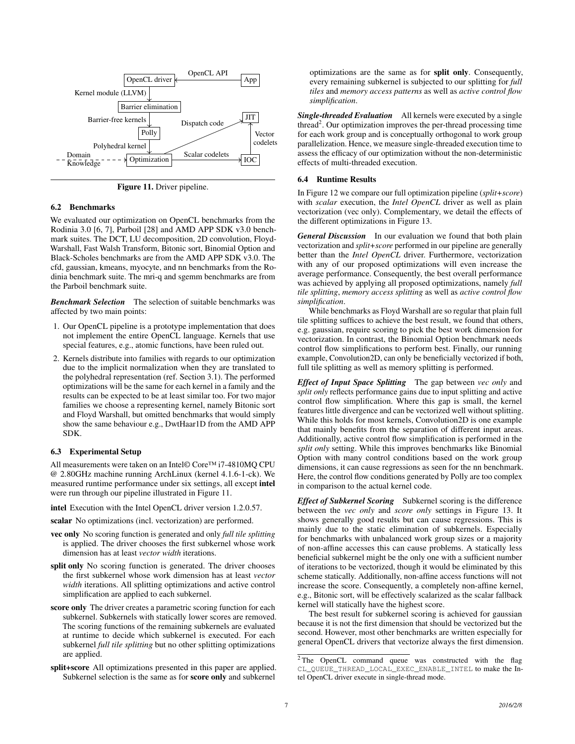OpenCL API

OpenCL driver

App

Kernel module (LLVM)

Barrier elimination

Barrier-free kernels

JIT

Dispatch code

Polly

Vector codelets

Polyhedral kernel

Domain Knowledge

Optimization

Scalar codelets

IOC

**Figure 11.** Driver pipeline.

### 6.2 Benchmarks

We evaluated our optimization on OpenCL benchmarks from the Rodinia 3.0 [6, 7], Parboil [28] and AMD APP SDK v3.0 benchmark suites. The DCT, LU decomposition, 2D convolution, Floyd-Warshall, Fast Walsh Transform, Bitonic sort, Binomial Option and Black-Scholes benchmarks are from the AMD APP SDK v3.0. The cfd, gaussian, kmeans, myocyte, and nn benchmarks from the Rodinia benchmark suite. The mri-q and sgemm benchmarks are from the Parboil benchmark suite.

***Benchmark Selection*** The selection of suitable benchmarks was affected by two main points:

1. Our OpenCL pipeline is a prototype implementation that does not implement the entire OpenCL language. Kernels that use special features, e.g., atomic functions, have been ruled out.
2. Kernels distribute into families with regards to our optimization due to the implicit normalization when they are translated to the polyhedral representation (ref. Section 3.1). The performed optimizations will be the same for each kernel in a family and the results can be expected to be at least similar too. For two major families we choose a representing kernel, namely Bitonic sort and Floyd Warshall, but omitted benchmarks that would simply show the same behaviour e.g., DwtHaar1D from the AMD APP SDK.

### 6.3 Experimental Setup

All measurements were taken on an Intel© Core™ i7-4810MQ CPU @ 2.80GHz machine running ArchLinux (kernel 4.1.6-1-ck). We measured runtime performance under six settings, all except **intel** were run through our pipeline illustrated in Figure 11.

**intel** Execution with the Intel OpenCL driver version 1.2.0.57.

**scalar** No optimizations (incl. vectorization) are performed.

**vec only** No scoring function is generated and only *full tile splitting* is applied. The driver chooses the first subkernel whose work dimension has at least *vector width* iterations.

**split only** No scoring function is generated. The driver chooses the first subkernel whose work dimension has at least *vector width* iterations. All splitting optimizations and active control simplification are applied to each subkernel.

**score only** The driver creates a parametric scoring function for each subkernel. Subkernels with statically lower scores are removed. The scoring functions of the remaining subkernels are evaluated at runtime to decide which subkernel is executed. For each subkernel *full tile splitting* but no other splitting optimizations are applied.

**split+score** All optimizations presented in this paper are applied. Subkernel selection is the same as for **score only** and subkernel optimizations are the same as for **split only**. Consequently, every remaining subkernel is subjected to our splitting for *full tiles* and *memory access patterns* as well as *active control flow simplification*.

***Single-threaded Evaluation*** All kernels were executed by a single thread[2]. Our optimization improves the per-thread processing time for each work group and is conceptually orthogonal to work group parallelization. Hence, we measure single-threaded execution time to assess the efficacy of our optimization without the non-deterministic effects of multi-threaded execution.

### 6.4 Runtime Results

In Figure 12 we compare our full optimization pipeline (*split+score*) with *scalar* execution, the *Intel OpenCL* driver as well as plain vectorization (vec only). Complementary, we detail the effects of the different optimizations in Figure 13.

***General Discussion*** In our evaluation we found that both plain vectorization and *split+score* performed in our pipeline are generally better than the *Intel OpenCL* driver. Furthermore, vectorization with any of our proposed optimizations will even increase the average performance. Consequently, the best overall performance was achieved by applying all proposed optimizations, namely *full tile splitting*, *memory access splitting* as well as *active control flow simplification*.

While benchmarks as Floyd Warshall are so regular that plain full tile splitting suffices to achieve the best result, we found that others, e.g. gaussian, require scoring to pick the best work dimension for vectorization. In contrast, the Binomial Option benchmark needs control flow simplifications to perform best. Finally, our running example, Convolution2D, can only be beneficially vectorized if both, full tile splitting as well as memory splitting is performed.

***Effect of Input Space Splitting*** The gap between *vec only* and *split only* reflects performance gains due to input splitting and active control flow simplification. Where this gap is small, the kernel features little divergence and can be vectorized well without splitting. While this holds for most kernels, Convolution2D is one example that mainly benefits from the separation of different input areas. Additionally, active control flow simplification is performed in the *split only* setting. While this improves benchmarks like Binomial Option with many control conditions based on the work group dimensions, it can cause regressions as seen for the nn benchmark. Here, the control flow conditions generated by Polly are too complex in comparison to the actual kernel code.

***Effect of Subkernel Scoring*** Subkernel scoring is the difference between the *vec only* and *score only* settings in Figure 13. It shows generally good results but can cause regressions. This is mainly due to the static elimination of subkernels. Especially for benchmarks with unbalanced work group sizes or a majority of non-affine accesses this can cause problems. A statically less beneficial subkernel might be the only one with a sufficient number of iterations to be vectorized, though it would be eliminated by this scheme statically. Additionally, non-affine access functions will not increase the score. Consequently, a completely non-affine kernel, e.g., Bitonic sort, will be effectively scalarized as the scalar fallback kernel will statically have the highest score.

The best result for subkernel scoring is achieved for gaussian because it is not the first dimension that should be vectorized but the second. However, most other benchmarks are written especially for general OpenCL drivers that vectorize always the first dimension.

[2] The OpenCL command queue was constructed with the flag `CL_QUEUE_THREAD_LOCAL_EXEC_ENABLE_INTEL` to make the Intel OpenCL driver execute in single-thread mode.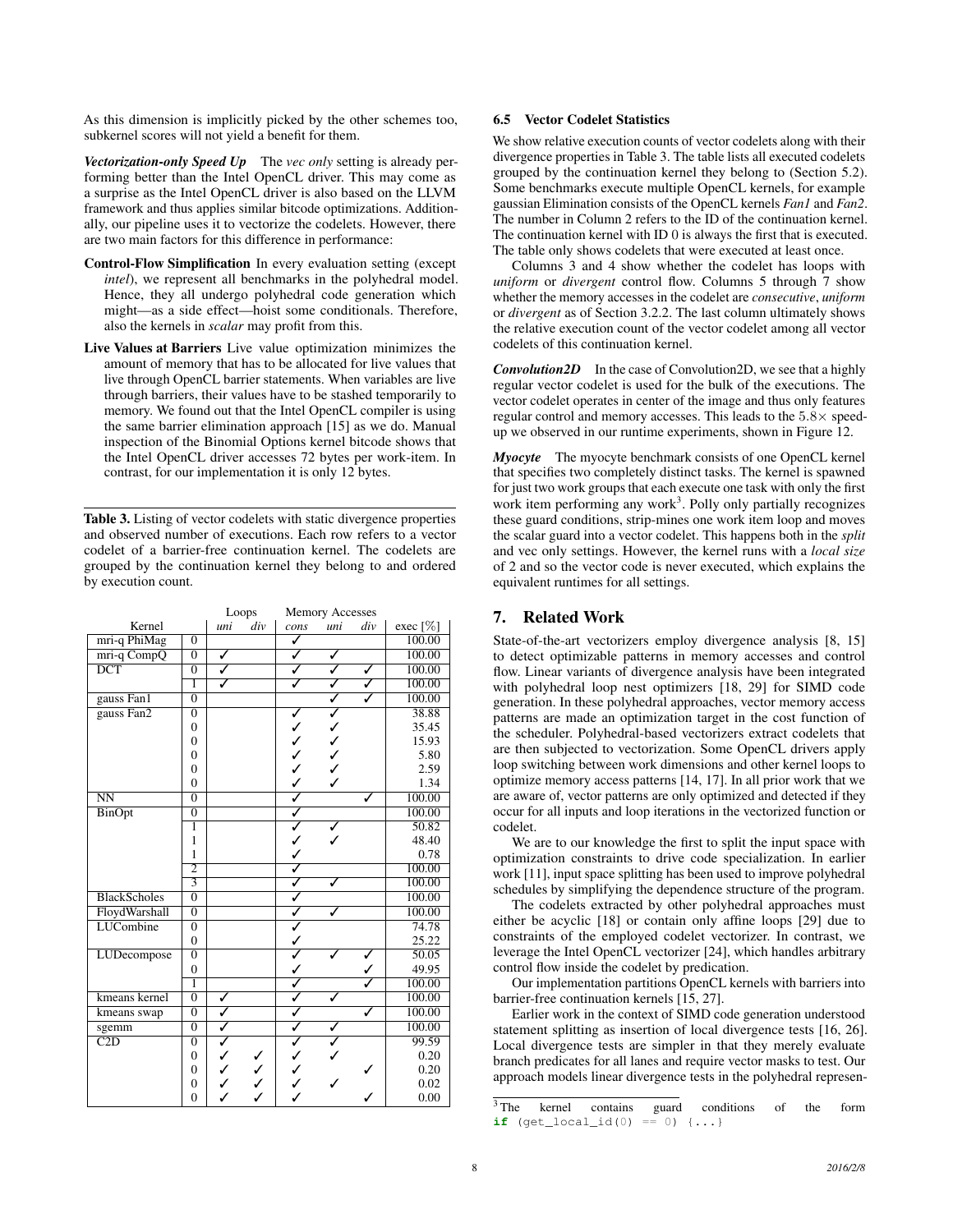As this dimension is implicitly picked by the other schemes too, subkernel scores will not yield a benefit for them.

***Vectorization-only Speed Up*** The *vec only* setting is already performing better than the Intel OpenCL driver. This may come as a surprise as the Intel OpenCL driver is also based on the LLVM framework and thus applies similar bitcode optimizations. Additionally, our pipeline uses it to vectorize the codelets. However, there are two main factors for this difference in performance:

**Control-Flow Simplification** In every evaluation setting (except *intel*), we represent all benchmarks in the polyhedral model. Hence, they all undergo polyhedral code generation which might—as a side effect—hoist some conditionals. Therefore, also the kernels in *scalar* may profit from this.

**Live Values at Barriers** Live value optimization minimizes the amount of memory that has to be allocated for live values that live through OpenCL barrier statements. When variables are live through barriers, their values have to be stashed temporarily to memory. We found out that the Intel OpenCL compiler is using the same barrier elimination approach [15] as we do. Manual inspection of the Binomial Options kernel bitcode shows that the Intel OpenCL driver accesses 72 bytes per work-item. In contrast, for our implementation it is only 12 bytes.

**Table 3.** Listing of vector codelets with static divergence properties and observed number of executions. Each row refers to a vector codelet of a barrier-free continuation kernel. The codelets are grouped by the continuation kernel they belong to and ordered by execution count.

| | | Loops | | Memory Accesses | | | |
|---|---|---|---|---|---|---|---|
| Kernel | | *uni* | *div* | *cons* | *uni* | *div* | exec [%] |
| mri-q PhiMag | 0 | | | ✓ | | | 100.00 |
| mri-q CompQ | 0 | ✓ | | ✓ | ✓ | | 100.00 |
| DCT | 0 | ✓ | | ✓ | ✓ | ✓ | 100.00 |
| | 1 | ✓ | | ✓ | ✓ | ✓ | 100.00 |
| gauss Fan1 | 0 | | | | ✓ | ✓ | 100.00 |
| gauss Fan2 | 0 | | | ✓ | ✓ | | 38.88 |
| | 0 | | | ✓ | ✓ | | 35.45 |
| | 0 | | | ✓ | ✓ | | 15.93 |
| | 0 | | | ✓ | ✓ | | 5.80 |
| | 0 | | | ✓ | ✓ | | 2.59 |
| | 0 | | | ✓ | ✓ | | 1.34 |
| NN | 0 | | | ✓ | | ✓ | 100.00 |
| BinOpt | 0 | | | ✓ | | | 100.00 |
| | 1 | | | ✓ | ✓ | | 50.82 |
| | 1 | | | ✓ | ✓ | | 48.40 |
| | 1 | | | ✓ | | | 0.78 |
| | 2 | | | ✓ | | | 100.00 |
| | 3 | | | ✓ | ✓ | | 100.00 |
| BlackScholes | 0 | | | ✓ | | | 100.00 |
| FloydWarshall | 0 | | | ✓ | ✓ | | 100.00 |
| LUCombine | 0 | | | ✓ | | | 74.78 |
| | 0 | | | ✓ | | | 25.22 |
| LUDecompose | 0 | | | ✓ | ✓ | ✓ | 50.05 |
| | 0 | | | ✓ | | ✓ | 49.95 |
| | 1 | | | ✓ | | ✓ | 100.00 |
| kmeans kernel | 0 | ✓ | | ✓ | ✓ | | 100.00 |
| kmeans swap | 0 | ✓ | | ✓ | | ✓ | 100.00 |
| sgemm | 0 | ✓ | | ✓ | ✓ | | 100.00 |
| C2D | 0 | ✓ | | ✓ | ✓ | | 99.59 |
| | 0 | ✓ | ✓ | ✓ | ✓ | | 0.20 |
| | 0 | ✓ | ✓ | ✓ | | ✓ | 0.20 |
| | 0 | ✓ | ✓ | ✓ | ✓ | | 0.02 |
| | 0 | ✓ | ✓ | ✓ | | ✓ | 0.00 |

### 6.5 Vector Codelet Statistics

We show relative execution counts of vector codelets along with their divergence properties in Table 3. The table lists all executed codelets grouped by the continuation kernel they belong to (Section 5.2). Some benchmarks execute multiple OpenCL kernels, for example gaussian Elimination consists of the OpenCL kernels *Fan1* and *Fan2*. The number in Column 2 refers to the ID of the continuation kernel. The continuation kernel with ID 0 is always the first that is executed. The table only shows codelets that were executed at least once.

Columns 3 and 4 show whether the codelet has loops with *uniform* or *divergent* control flow. Columns 5 through 7 show whether the memory accesses in the codelet are *consecutive*, *uniform* or *divergent* as of Section 3.2.2. The last column ultimately shows the relative execution count of the vector codelet among all vector codelets of this continuation kernel.

***Convolution2D*** In the case of Convolution2D, we see that a highly regular vector codelet is used for the bulk of the executions. The vector codelet operates in center of the image and thus only features regular control and memory accesses. This leads to the $5.8\times$ speedup we observed in our runtime experiments, shown in Figure 12.

***Myocyte*** The myocyte benchmark consists of one OpenCL kernel that specifies two completely distinct tasks. The kernel is spawned for just two work groups that each execute one task with only the first work item performing any work[3]. Polly only partially recognizes these guard conditions, strip-mines one work item loop and moves the scalar guard into a vector codelet. This happens both in the *split* and vec only settings. However, the kernel runs with a *local size* of 2 and so the vector code is never executed, which explains the equivalent runtimes for all settings.

## 7. Related Work

State-of-the-art vectorizers employ divergence analysis [8, 15] to detect optimizable patterns in memory accesses and control flow. Linear variants of divergence analysis have been integrated with polyhedral loop nest optimizers [18, 29] for SIMD code generation. In these polyhedral approaches, vector memory access patterns are made an optimization target in the cost function of the scheduler. Polyhedral-based vectorizers extract codelets that are then subjected to vectorization. Some OpenCL drivers apply loop switching between work dimensions and other kernel loops to optimize memory access patterns [14, 17]. In all prior work that we are aware of, vector patterns are only optimized and detected if they occur for all inputs and loop iterations in the vectorized function or codelet.

We are to our knowledge the first to split the input space with optimization constraints to drive code specialization. In earlier work [11], input space splitting has been used to improve polyhedral schedules by simplifying the dependence structure of the program.

The codelets extracted by other polyhedral approaches must either be acyclic [18] or contain only affine loops [29] due to constraints of the employed codelet vectorizer. In contrast, we leverage the Intel OpenCL vectorizer [24], which handles arbitrary control flow inside the codelet by predication.

Our implementation partitions OpenCL kernels with barriers into barrier-free continuation kernels [15, 27].

Earlier work in the context of SIMD code generation understood statement splitting as insertion of local divergence tests [16, 26]. Local divergence tests are simpler in that they merely evaluate branch predicates for all lanes and require vector masks to test. Our approach models linear divergence tests in the polyhedral represen-

[3] The kernel contains guard conditions of the form

```
if (get_local_id(0) == 0) {...}
```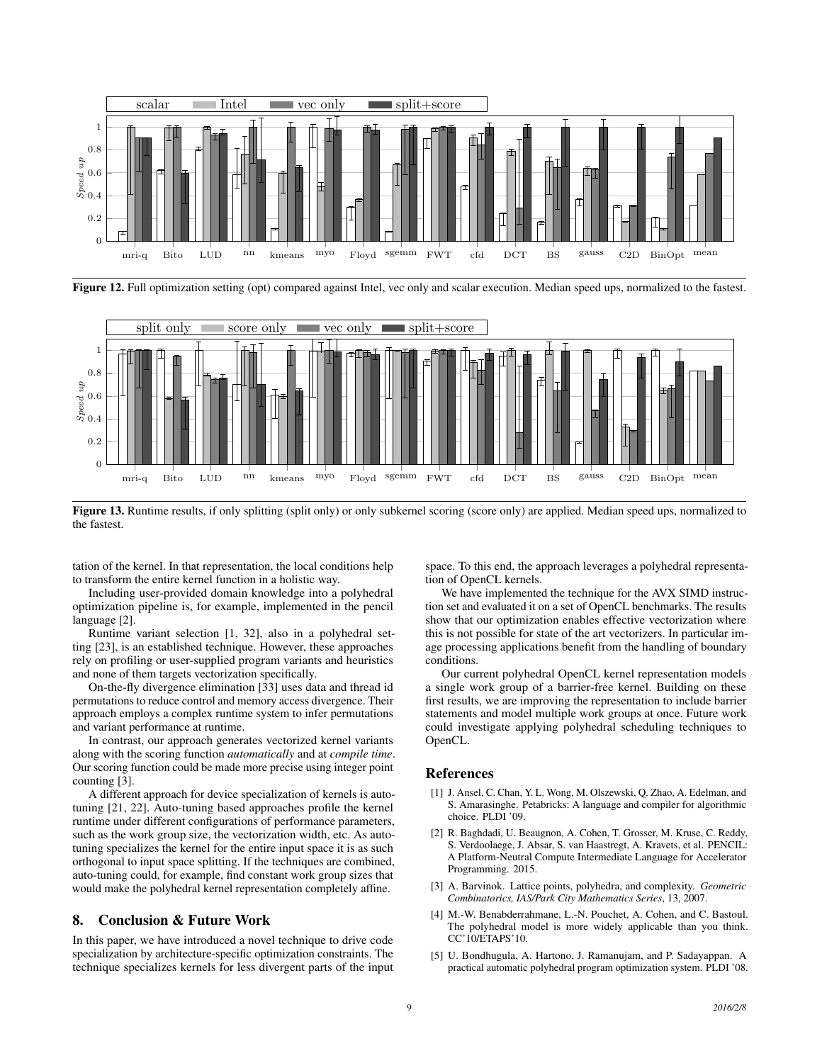scalar Intel vec only split+score

Speed up

0 0.2 0.4 0.6 0.8 1

mri-q Bito LUD nn kmeans myo Floyd sgemm FWT cfd DCT BS gauss C2D BinOpt mean

**Figure 12.** Full optimization setting (opt) compared against Intel, vec only and scalar execution. Median speed ups, normalized to the fastest.

split only score only vec only split+score

Speed up

0 0.2 0.4 0.6 0.8 1

mri-q Bito LUD nn kmeans myo Floyd sgemm FWT cfd DCT BS gauss C2D BinOpt mean

**Figure 13.** Runtime results, if only splitting (split only) or only subkernel scoring (score only) are applied. Median speed ups, normalized to the fastest.

tation of the kernel. In that representation, the local conditions help to transform the entire kernel function in a holistic way.

Including user-provided domain knowledge into a polyhedral optimization pipeline is, for example, implemented in the pencil language [2].

Runtime variant selection [1, 32], also in a polyhedral setting [23], is an established technique. However, these approaches rely on profiling or user-supplied program variants and heuristics and none of them targets vectorization specifically.

On-the-fly divergence elimination [33] uses data and thread id permutations to reduce control and memory access divergence. Their approach employs a complex runtime system to infer permutations and variant performance at runtime.

In contrast, our approach generates vectorized kernel variants along with the scoring function *automatically* and at *compile time*. Our scoring function could be made more precise using integer point counting [3].

A different approach for device specialization of kernels is autotuning [21, 22]. Auto-tuning based approaches profile the kernel runtime under different configurations of performance parameters, such as the work group size, the vectorization width, etc. As autotuning specializes the kernel for the entire input space it is as such orthogonal to input space splitting. If the techniques are combined, auto-tuning could, for example, find constant work group sizes that would make the polyhedral kernel representation completely affine.

## 8. Conclusion & Future Work

In this paper, we have introduced a novel technique to drive code specialization by architecture-specific optimization constraints. The technique specializes kernels for less divergent parts of the input space. To this end, the approach leverages a polyhedral representation of OpenCL kernels.

We have implemented the technique for the AVX SIMD instruction set and evaluated it on a set of OpenCL benchmarks. The results show that our optimization enables effective vectorization where this is not possible for state of the art vectorizers. In particular image processing applications benefit from the handling of boundary conditions.

Our current polyhedral OpenCL kernel representation models a single work group of a barrier-free kernel. Building on these first results, we are improving the representation to include barrier statements and model multiple work groups at once. Future work could investigate applying polyhedral scheduling techniques to OpenCL.

## References

[1] J. Ansel, C. Chan, Y. L. Wong, M. Olszewski, Q. Zhao, A. Edelman, and S. Amarasinghe. Petabricks: A language and compiler for algorithmic choice. PLDI '09.

[2] R. Baghdadi, U. Beaugnon, A. Cohen, T. Grosser, M. Kruse, C. Reddy, S. Verdoolaege, J. Absar, S. van Haastregt, A. Kravets, et al. PENCIL: A Platform-Neutral Compute Intermediate Language for Accelerator Programming. 2015.

[3] A. Barvinok. Lattice points, polyhedra, and complexity. *Geometric Combinatorics, IAS/Park City Mathematics Series*, 13, 2007.

[4] M.-W. Benabderrahmane, L.-N. Pouchet, A. Cohen, and C. Bastoul. The polyhedral model is more widely applicable than you think. CC'10/ETAPS'10.

[5] U. Bondhugula, A. Hartono, J. Ramanujam, and P. Sadayappan. A practical automatic polyhedral program optimization system. PLDI '08.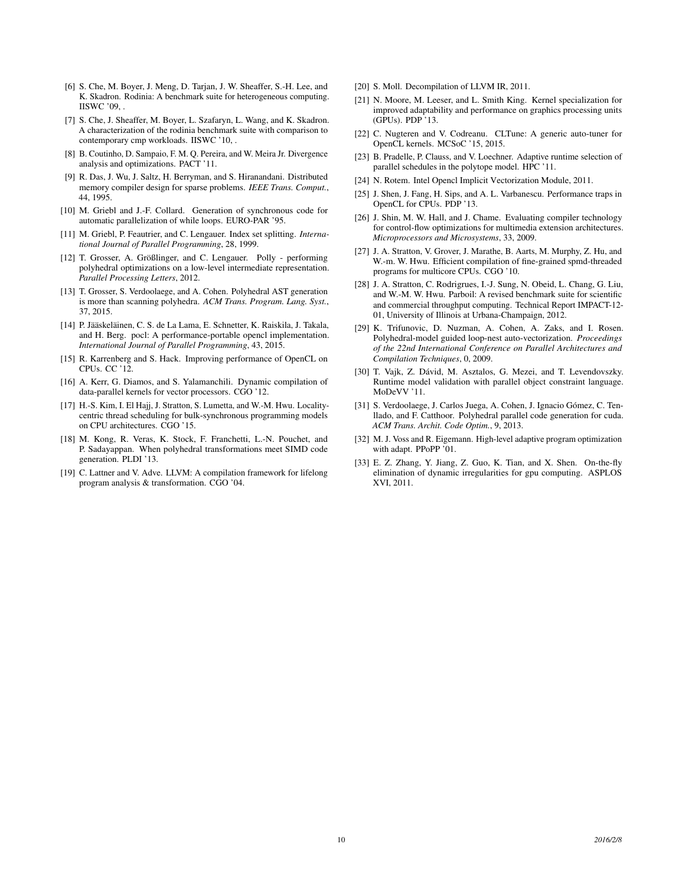[6] S. Che, M. Boyer, J. Meng, D. Tarjan, J. W. Sheaffer, S.-H. Lee, and K. Skadron. Rodinia: A benchmark suite for heterogeneous computing. IISWC '09, .

[7] S. Che, J. Sheaffer, M. Boyer, L. Szafaryn, L. Wang, and K. Skadron. A characterization of the rodinia benchmark suite with comparison to contemporary cmp workloads. IISWC '10, .

[8] B. Coutinho, D. Sampaio, F. M. Q. Pereira, and W. Meira Jr. Divergence analysis and optimizations. PACT '11.

[9] R. Das, J. Wu, J. Saltz, H. Berryman, and S. Hiranandani. Distributed memory compiler design for sparse problems. *IEEE Trans. Comput.*, 44, 1995.

[10] M. Griebl and J.-F. Collard. Generation of synchronous code for automatic parallelization of while loops. EURO-PAR '95.

[11] M. Griebl, P. Feautrier, and C. Lengauer. Index set splitting. *International Journal of Parallel Programming*, 28, 1999.

[12] T. Grosser, A. Größlinger, and C. Lengauer. Polly - performing polyhedral optimizations on a low-level intermediate representation. *Parallel Processing Letters*, 2012.

[13] T. Grosser, S. Verdoolaege, and A. Cohen. Polyhedral AST generation is more than scanning polyhedra. *ACM Trans. Program. Lang. Syst.*, 37, 2015.

[14] P. Jääskeläinen, C. S. de La Lama, E. Schnetter, K. Raiskila, J. Takala, and H. Berg. pocl: A performance-portable opencl implementation. *International Journal of Parallel Programming*, 43, 2015.

[15] R. Karrenberg and S. Hack. Improving performance of OpenCL on CPUs. CC '12.

[16] A. Kerr, G. Diamos, and S. Yalamanchili. Dynamic compilation of data-parallel kernels for vector processors. CGO '12.

[17] H.-S. Kim, I. El Hajj, J. Stratton, S. Lumetta, and W.-M. Hwu. Locality-centric thread scheduling for bulk-synchronous programming models on CPU architectures. CGO '15.

[18] M. Kong, R. Veras, K. Stock, F. Franchetti, L.-N. Pouchet, and P. Sadayappan. When polyhedral transformations meet SIMD code generation. PLDI '13.

[19] C. Lattner and V. Adve. LLVM: A compilation framework for lifelong program analysis & transformation. CGO '04.

[20] S. Moll. Decompilation of LLVM IR, 2011.

[21] N. Moore, M. Leeser, and L. Smith King. Kernel specialization for improved adaptability and performance on graphics processing units (GPUs). PDP '13.

[22] C. Nugteren and V. Codreanu. CLTune: A generic auto-tuner for OpenCL kernels. MCSoC '15, 2015.

[23] B. Pradelle, P. Clauss, and V. Loechner. Adaptive runtime selection of parallel schedules in the polytope model. HPC '11.

[24] N. Rotem. Intel Opencl Implicit Vectorization Module, 2011.

[25] J. Shen, J. Fang, H. Sips, and A. L. Varbanescu. Performance traps in OpenCL for CPUs. PDP '13.

[26] J. Shin, M. W. Hall, and J. Chame. Evaluating compiler technology for control-flow optimizations for multimedia extension architectures. *Microprocessors and Microsystems*, 33, 2009.

[27] J. A. Stratton, V. Grover, J. Marathe, B. Aarts, M. Murphy, Z. Hu, and W.-m. W. Hwu. Efficient compilation of fine-grained spmd-threaded programs for multicore CPUs. CGO '10.

[28] J. A. Stratton, C. Rodrigrues, I.-J. Sung, N. Obeid, L. Chang, G. Liu, and W.-M. W. Hwu. Parboil: A revised benchmark suite for scientific and commercial throughput computing. Technical Report IMPACT-12-01, University of Illinois at Urbana-Champaign, 2012.

[29] K. Trifunovic, D. Nuzman, A. Cohen, A. Zaks, and I. Rosen. Polyhedral-model guided loop-nest auto-vectorization. *Proceedings of the 22nd International Conference on Parallel Architectures and Compilation Techniques*, 0, 2009.

[30] T. Vajk, Z. Dávid, M. Asztalos, G. Mezei, and T. Levendovszky. Runtime model validation with parallel object constraint language. MoDeVV '11.

[31] S. Verdoolaege, J. Carlos Juega, A. Cohen, J. Ignacio Gómez, C. Tenllado, and F. Catthoor. Polyhedral parallel code generation for cuda. *ACM Trans. Archit. Code Optim.*, 9, 2013.

[32] M. J. Voss and R. Eigemann. High-level adaptive program optimization with adapt. PPoPP '01.

[33] E. Z. Zhang, Y. Jiang, Z. Guo, K. Tian, and X. Shen. On-the-fly elimination of dynamic irregularities for gpu computing. ASPLOS XVI, 2011.